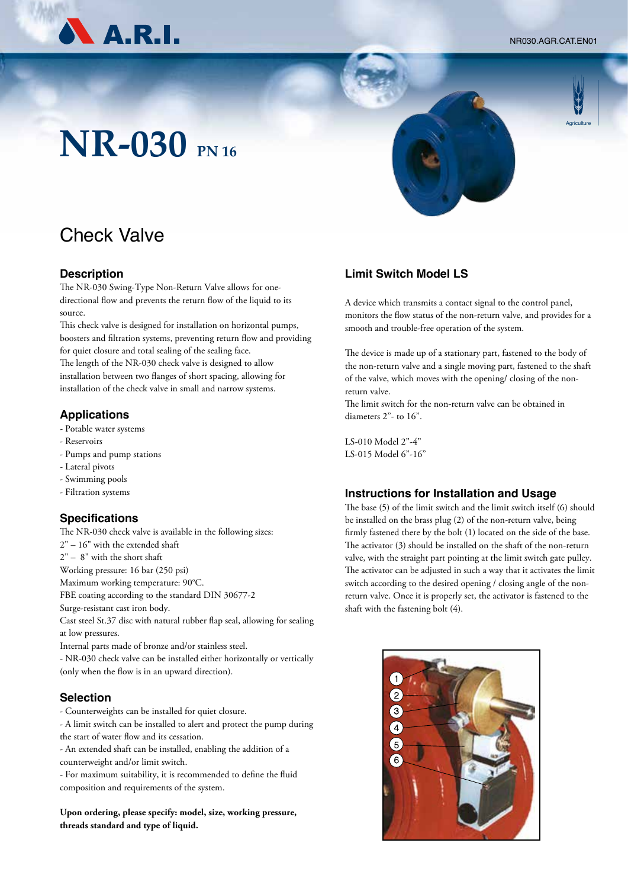# NR-030 PN 16

## Check Valve

### Description

The NR-030 Swing-Type Non-Return Valve allows for one-directional flow and prevents the return flow of the liquid to its source.

This check valve is designed for installation on horizontal pumps, boosters and filtration systems, preventing return flow and providing for quiet closure and total sealing of the sealing face.

The length of the NR-030 check valve is designed to allow installation between two flanges of short spacing, allowing for installation of the check valve in small and narrow systems.

### Applications

- Potable water systems
- Reservoirs
- Pumps and pump stations
- Lateral pivots
- Swimming pools
- Filtration systems

### Specifications

The NR-030 check valve is available in the following sizes:

2" – 16" with the extended shaft

2" – 8" with the short shaft

Working pressure: 16 bar (250 psi)

Maximum working temperature: 90°C.

FBE coating according to the standard DIN 30677-2

Surge-resistant cast iron body.

Cast steel St.37 disc with natural rubber flap seal, allowing for sealing at low pressures.

Internal parts made of bronze and/or stainless steel.

- NR-030 check valve can be installed either horizontally or vertically (only when the flow is in an upward direction).

### Selection

- Counterweights can be installed for quiet closure.
- A limit switch can be installed to alert and protect the pump during the start of water flow and its cessation.
- An extended shaft can be installed, enabling the addition of a counterweight and/or limit switch.
- For maximum suitability, it is recommended to define the fluid composition and requirements of the system.

**Upon ordering, please specify: model, size, working pressure, threads standard and type of liquid.**

### Limit Switch Model LS

A device which transmits a contact signal to the control panel, monitors the flow status of the non-return valve, and provides for a smooth and trouble-free operation of the system.

The device is made up of a stationary part, fastened to the body of the non-return valve and a single moving part, fastened to the shaft of the valve, which moves with the opening/ closing of the non-return valve.

The limit switch for the non-return valve can be obtained in diameters 2"- to 16".

LS-010 Model 2"-4"

LS-015 Model 6"-16"

### Instructions for Installation and Usage

The base (5) of the limit switch and the limit switch itself (6) should be installed on the brass plug (2) of the non-return valve, being firmly fastened there by the bolt (1) located on the side of the base. The activator (3) should be installed on the shaft of the non-return valve, with the straight part pointing at the limit switch gate pulley. The activator can be adjusted in such a way that it activates the limit switch according to the desired opening / closing angle of the non-return valve. Once it is properly set, the activator is fastened to the shaft with the fastening bolt (4).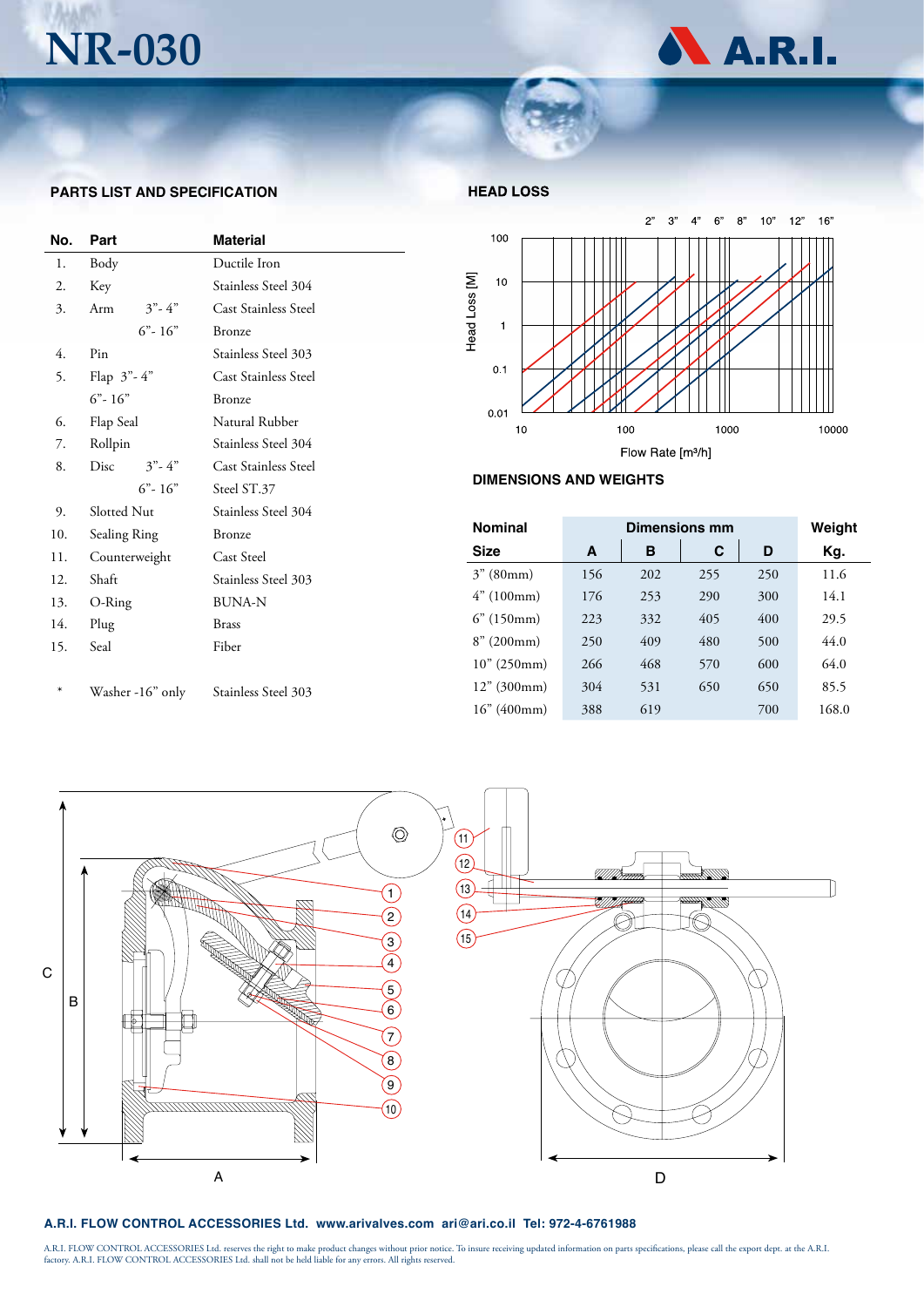# NR-030

A.R.I.

## PARTS LIST AND SPECIFICATION

| No. | Part | Material |
|---|---|---|
| 1. | Body | Ductile Iron |
| 2. | Key | Stainless Steel 304 |
| 3. | Arm 3"- 4" | Cast Stainless Steel |
| | 6"- 16" | Bronze |
| 4. | Pin | Stainless Steel 303 |
| 5. | Flap 3"- 4" | Cast Stainless Steel |
| | 6"- 16" | Bronze |
| 6. | Flap Seal | Natural Rubber |
| 7. | Rollpin | Stainless Steel 304 |
| 8. | Disc 3"- 4" | Cast Stainless Steel |
| | 6"- 16" | Steel ST.37 |
| 9. | Slotted Nut | Stainless Steel 304 |
| 10. | Sealing Ring | Bronze |
| 11. | Counterweight | Cast Steel |
| 12. | Shaft | Stainless Steel 303 |
| 13. | O-Ring | BUNA-N |
| 14. | Plug | Brass |
| 15. | Seal | Fiber |
| * | Washer -16" only | Stainless Steel 303 |

## HEAD LOSS

2" 3" 4" 6" 8" 10" 12" 16"

Head Loss [M]

100
10
1
0.1
0.01

10 100 1000 10000

Flow Rate [m³/h]

## DIMENSIONS AND WEIGHTS

| Nominal Size | Dimensions mm A | B | C | D | Weight Kg. |
|---|---|---|---|---|---|
| 3" (80mm) | 156 | 202 | 255 | 250 | 11.6 |
| 4" (100mm) | 176 | 253 | 290 | 300 | 14.1 |
| 6" (150mm) | 223 | 332 | 405 | 400 | 29.5 |
| 8" (200mm) | 250 | 409 | 480 | 500 | 44.0 |
| 10" (250mm) | 266 | 468 | 570 | 600 | 64.0 |
| 12" (300mm) | 304 | 531 | 650 | 650 | 85.5 |
| 16" (400mm) | 388 | 619 | | 700 | 168.0 |

C B A D

11 12 13 14 15

1 2 3 4 5 6 7 8 9 10

**A.R.I. FLOW CONTROL ACCESSORIES Ltd. www.arivalves.com ari@ari.co.il Tel: 972-4-6761988**

A.R.I. FLOW CONTROL ACCESSORIES Ltd. reserves the right to make product changes without prior notice. To insure receiving updated information on parts specifications, please call the export dept. at the A.R.I. factory. A.R.I. FLOW CONTROL ACCESSORIES Ltd. shall not be held liable for any errors. All rights reserved.